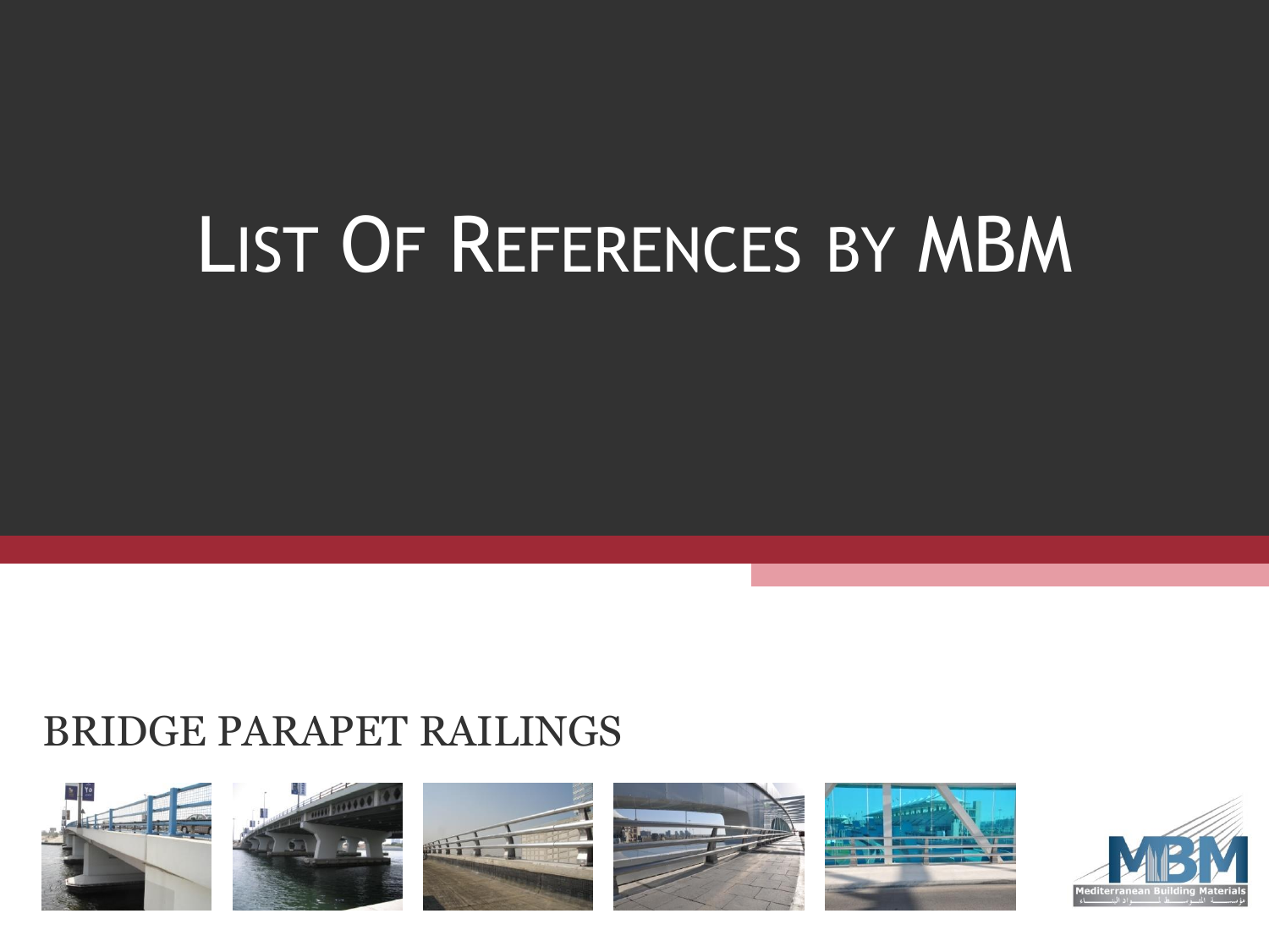# List Of References by MBM

## BRIDGE PARAPET RAILINGS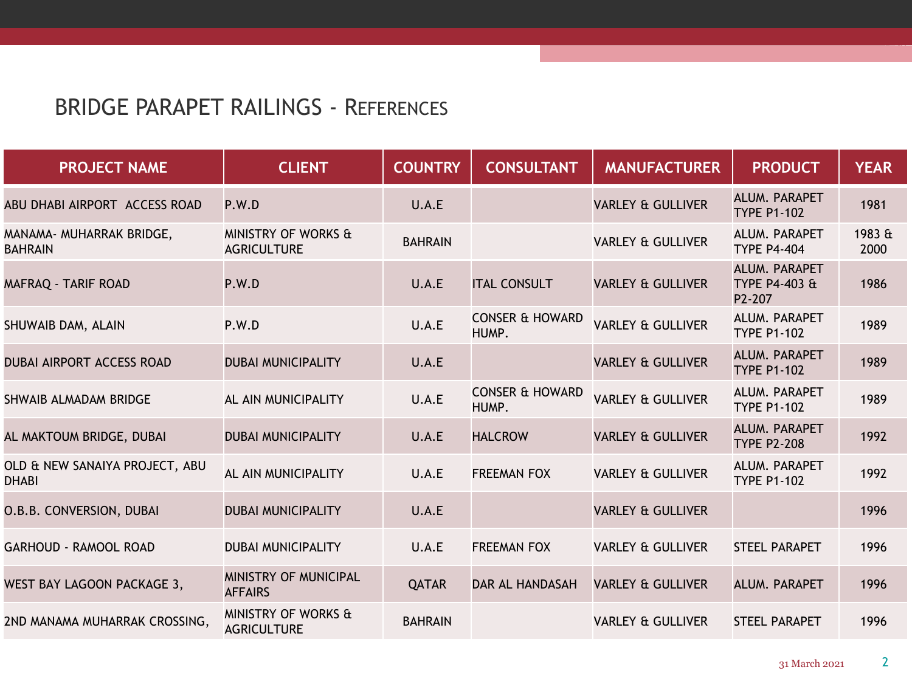## BRIDGE PARAPET RAILINGS - REFERENCES

| PROJECT NAME | CLIENT | COUNTRY | CONSULTANT | MANUFACTURER | PRODUCT | YEAR |
|---|---|---|---|---|---|---|
| ABU DHABI AIRPORT ACCESS ROAD | P.W.D | U.A.E | | VARLEY & GULLIVER | ALUM. PARAPET TYPE P1-102 | 1981 |
| MANAMA- MUHARRAK BRIDGE, BAHRAIN | MINISTRY OF WORKS & AGRICULTURE | BAHRAIN | | VARLEY & GULLIVER | ALUM. PARAPET TYPE P4-404 | 1983 & 2000 |
| MAFRAQ - TARIF ROAD | P.W.D | U.A.E | ITAL CONSULT | VARLEY & GULLIVER | ALUM. PARAPET TYPE P4-403 & P2-207 | 1986 |
| SHUWAIB DAM, ALAIN | P.W.D | U.A.E | CONSER & HOWARD HUMP. | VARLEY & GULLIVER | ALUM. PARAPET TYPE P1-102 | 1989 |
| DUBAI AIRPORT ACCESS ROAD | DUBAI MUNICIPALITY | U.A.E | | VARLEY & GULLIVER | ALUM. PARAPET TYPE P1-102 | 1989 |
| SHWAIB ALMADAM BRIDGE | AL AIN MUNICIPALITY | U.A.E | CONSER & HOWARD HUMP. | VARLEY & GULLIVER | ALUM. PARAPET TYPE P1-102 | 1989 |
| AL MAKTOUM BRIDGE, DUBAI | DUBAI MUNICIPALITY | U.A.E | HALCROW | VARLEY & GULLIVER | ALUM. PARAPET TYPE P2-208 | 1992 |
| OLD & NEW SANAIYA PROJECT, ABU DHABI | AL AIN MUNICIPALITY | U.A.E | FREEMAN FOX | VARLEY & GULLIVER | ALUM. PARAPET TYPE P1-102 | 1992 |
| O.B.B. CONVERSION, DUBAI | DUBAI MUNICIPALITY | U.A.E | | VARLEY & GULLIVER | | 1996 |
| GARHOUD - RAMOOL ROAD | DUBAI MUNICIPALITY | U.A.E | FREEMAN FOX | VARLEY & GULLIVER | STEEL PARAPET | 1996 |
| WEST BAY LAGOON PACKAGE 3, | MINISTRY OF MUNICIPAL AFFAIRS | QATAR | DAR AL HANDASAH | VARLEY & GULLIVER | ALUM. PARAPET | 1996 |
| 2ND MANAMA MUHARRAK CROSSING, | MINISTRY OF WORKS & AGRICULTURE | BAHRAIN | | VARLEY & GULLIVER | STEEL PARAPET | 1996 |

31 March 2021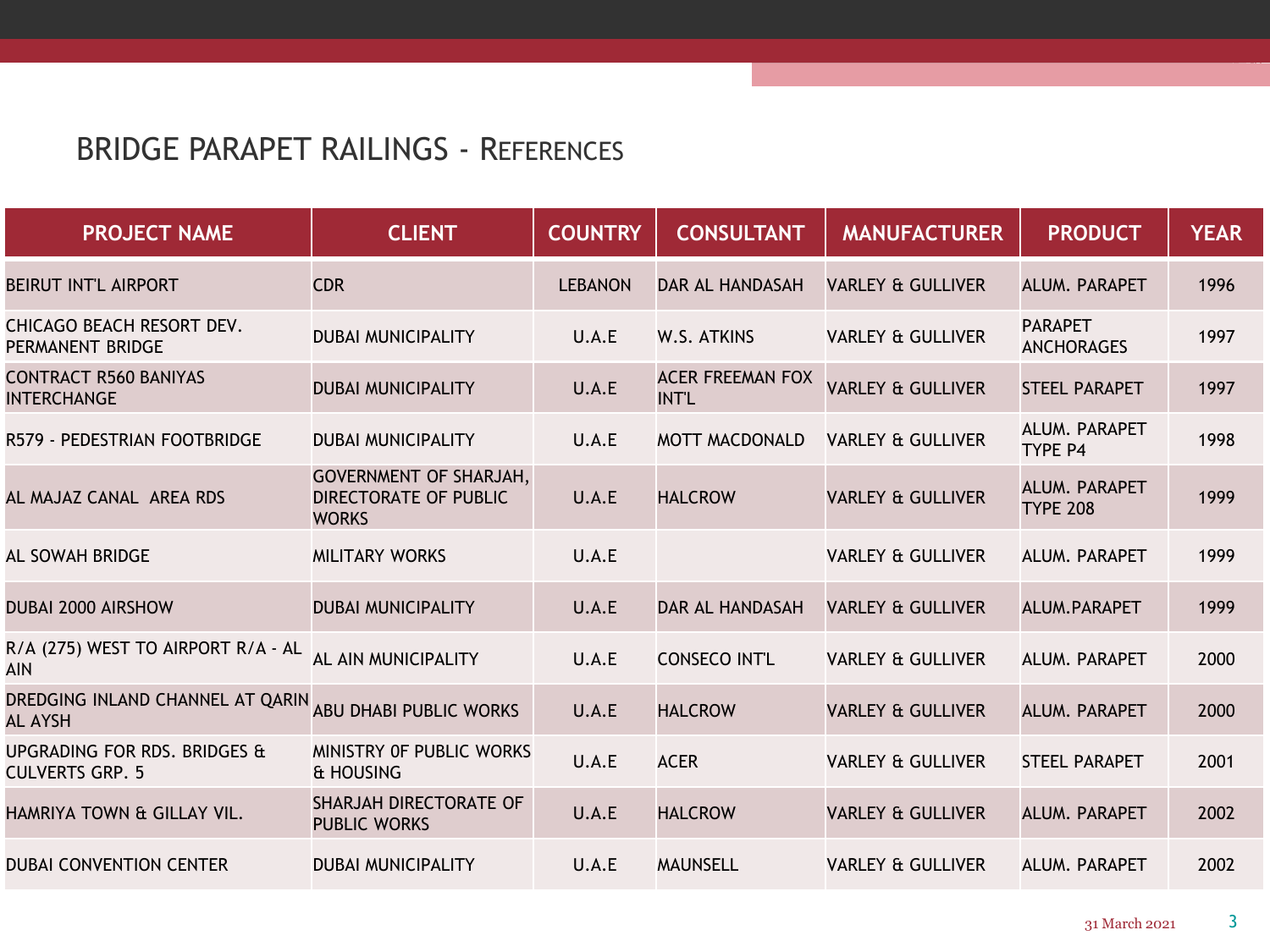# BRIDGE PARAPET RAILINGS - REFERENCES

| PROJECT NAME | CLIENT | COUNTRY | CONSULTANT | MANUFACTURER | PRODUCT | YEAR |
|---|---|---|---|---|---|---|
| BEIRUT INT'L AIRPORT | CDR | LEBANON | DAR AL HANDASAH | VARLEY & GULLIVER | ALUM. PARAPET | 1996 |
| CHICAGO BEACH RESORT DEV. PERMANENT BRIDGE | DUBAI MUNICIPALITY | U.A.E | W.S. ATKINS | VARLEY & GULLIVER | PARAPET ANCHORAGES | 1997 |
| CONTRACT R560 BANIYAS INTERCHANGE | DUBAI MUNICIPALITY | U.A.E | ACER FREEMAN FOX INT'L | VARLEY & GULLIVER | STEEL PARAPET | 1997 |
| R579 - PEDESTRIAN FOOTBRIDGE | DUBAI MUNICIPALITY | U.A.E | MOTT MACDONALD | VARLEY & GULLIVER | ALUM. PARAPET TYPE P4 | 1998 |
| AL MAJAZ CANAL AREA RDS | GOVERNMENT OF SHARJAH, DIRECTORATE OF PUBLIC WORKS | U.A.E | HALCROW | VARLEY & GULLIVER | ALUM. PARAPET TYPE 208 | 1999 |
| AL SOWAH BRIDGE | MILITARY WORKS | U.A.E | | VARLEY & GULLIVER | ALUM. PARAPET | 1999 |
| DUBAI 2000 AIRSHOW | DUBAI MUNICIPALITY | U.A.E | DAR AL HANDASAH | VARLEY & GULLIVER | ALUM.PARAPET | 1999 |
| R/A (275) WEST TO AIRPORT R/A - AL AIN | AL AIN MUNICIPALITY | U.A.E | CONSECO INT'L | VARLEY & GULLIVER | ALUM. PARAPET | 2000 |
| DREDGING INLAND CHANNEL AT QARIN AL AYSH | ABU DHABI PUBLIC WORKS | U.A.E | HALCROW | VARLEY & GULLIVER | ALUM. PARAPET | 2000 |
| UPGRADING FOR RDS. BRIDGES & CULVERTS GRP. 5 | MINISTRY 0F PUBLIC WORKS & HOUSING | U.A.E | ACER | VARLEY & GULLIVER | STEEL PARAPET | 2001 |
| HAMRIYA TOWN & GILLAY VIL. | SHARJAH DIRECTORATE OF PUBLIC WORKS | U.A.E | HALCROW | VARLEY & GULLIVER | ALUM. PARAPET | 2002 |
| DUBAI CONVENTION CENTER | DUBAI MUNICIPALITY | U.A.E | MAUNSELL | VARLEY & GULLIVER | ALUM. PARAPET | 2002 |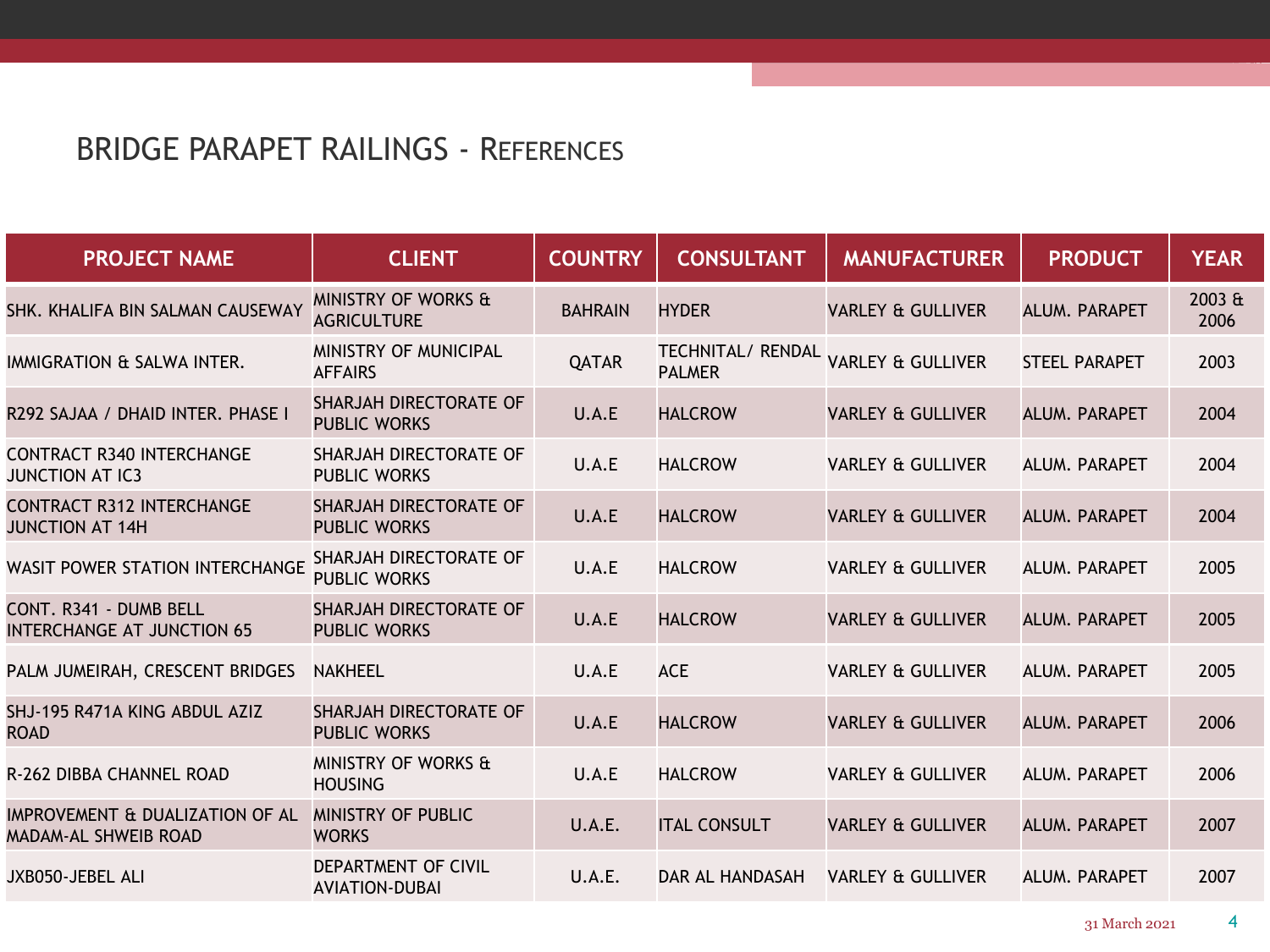# BRIDGE PARAPET RAILINGS - REFERENCES

| PROJECT NAME | CLIENT | COUNTRY | CONSULTANT | MANUFACTURER | PRODUCT | YEAR |
|---|---|---|---|---|---|---|
| SHK. KHALIFA BIN SALMAN CAUSEWAY | MINISTRY OF WORKS & AGRICULTURE | BAHRAIN | HYDER | VARLEY & GULLIVER | ALUM. PARAPET | 2003 & 2006 |
| IMMIGRATION & SALWA INTER. | MINISTRY OF MUNICIPAL AFFAIRS | QATAR | TECHNITAL/ RENDAL PALMER | VARLEY & GULLIVER | STEEL PARAPET | 2003 |
| R292 SAJAA / DHAID INTER. PHASE I | SHARJAH DIRECTORATE OF PUBLIC WORKS | U.A.E | HALCROW | VARLEY & GULLIVER | ALUM. PARAPET | 2004 |
| CONTRACT R340 INTERCHANGE JUNCTION AT IC3 | SHARJAH DIRECTORATE OF PUBLIC WORKS | U.A.E | HALCROW | VARLEY & GULLIVER | ALUM. PARAPET | 2004 |
| CONTRACT R312 INTERCHANGE JUNCTION AT 14H | SHARJAH DIRECTORATE OF PUBLIC WORKS | U.A.E | HALCROW | VARLEY & GULLIVER | ALUM. PARAPET | 2004 |
| WASIT POWER STATION INTERCHANGE | SHARJAH DIRECTORATE OF PUBLIC WORKS | U.A.E | HALCROW | VARLEY & GULLIVER | ALUM. PARAPET | 2005 |
| CONT. R341 - DUMB BELL INTERCHANGE AT JUNCTION 65 | SHARJAH DIRECTORATE OF PUBLIC WORKS | U.A.E | HALCROW | VARLEY & GULLIVER | ALUM. PARAPET | 2005 |
| PALM JUMEIRAH, CRESCENT BRIDGES | NAKHEEL | U.A.E | ACE | VARLEY & GULLIVER | ALUM. PARAPET | 2005 |
| SHJ-195 R471A KING ABDUL AZIZ ROAD | SHARJAH DIRECTORATE OF PUBLIC WORKS | U.A.E | HALCROW | VARLEY & GULLIVER | ALUM. PARAPET | 2006 |
| R-262 DIBBA CHANNEL ROAD | MINISTRY OF WORKS & HOUSING | U.A.E | HALCROW | VARLEY & GULLIVER | ALUM. PARAPET | 2006 |
| IMPROVEMENT & DUALIZATION OF AL MADAM-AL SHWEIB ROAD | MINISTRY OF PUBLIC WORKS | U.A.E. | ITAL CONSULT | VARLEY & GULLIVER | ALUM. PARAPET | 2007 |
| JXB050-JEBEL ALI | DEPARTMENT OF CIVIL AVIATION-DUBAI | U.A.E. | DAR AL HANDASAH | VARLEY & GULLIVER | ALUM. PARAPET | 2007 |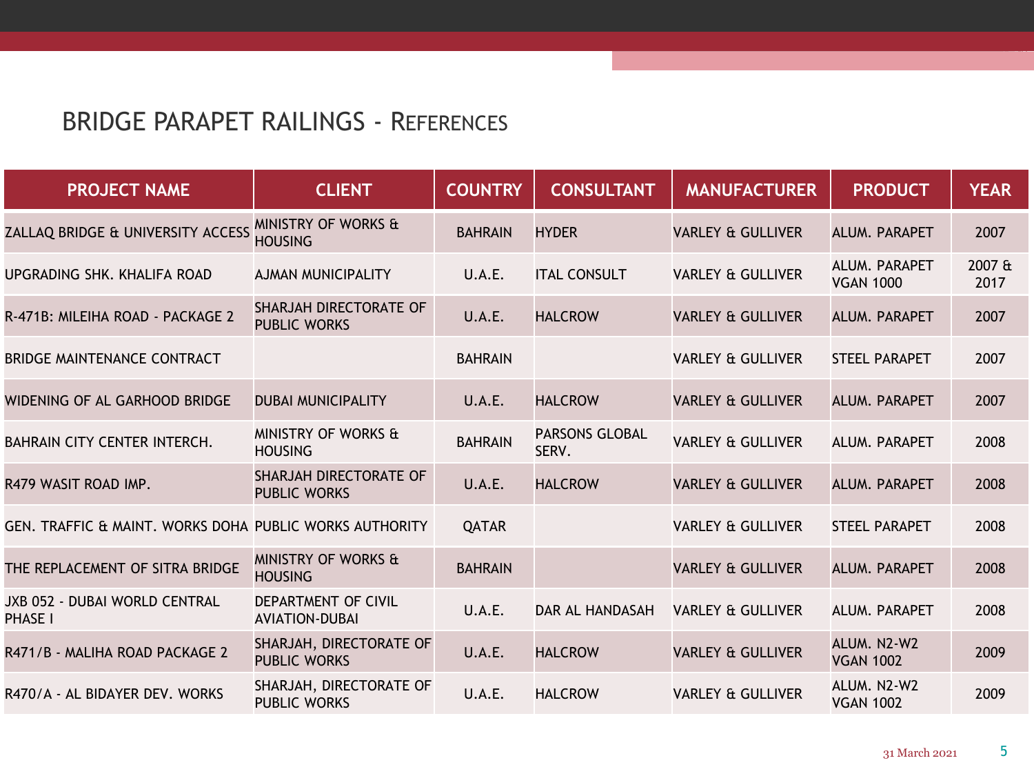## BRIDGE PARAPET RAILINGS - REFERENCES

| PROJECT NAME | CLIENT | COUNTRY | CONSULTANT | MANUFACTURER | PRODUCT | YEAR |
|---|---|---|---|---|---|---|
| ZALLAQ BRIDGE & UNIVERSITY ACCESS | MINISTRY OF WORKS & HOUSING | BAHRAIN | HYDER | VARLEY & GULLIVER | ALUM. PARAPET | 2007 |
| UPGRADING SHK. KHALIFA ROAD | AJMAN MUNICIPALITY | U.A.E. | ITAL CONSULT | VARLEY & GULLIVER | ALUM. PARAPET VGAN 1000 | 2007 & 2017 |
| R-471B: MILEIHA ROAD - PACKAGE 2 | SHARJAH DIRECTORATE OF PUBLIC WORKS | U.A.E. | HALCROW | VARLEY & GULLIVER | ALUM. PARAPET | 2007 |
| BRIDGE MAINTENANCE CONTRACT | | BAHRAIN | | VARLEY & GULLIVER | STEEL PARAPET | 2007 |
| WIDENING OF AL GARHOOD BRIDGE | DUBAI MUNICIPALITY | U.A.E. | HALCROW | VARLEY & GULLIVER | ALUM. PARAPET | 2007 |
| BAHRAIN CITY CENTER INTERCH. | MINISTRY OF WORKS & HOUSING | BAHRAIN | PARSONS GLOBAL SERV. | VARLEY & GULLIVER | ALUM. PARAPET | 2008 |
| R479 WASIT ROAD IMP. | SHARJAH DIRECTORATE OF PUBLIC WORKS | U.A.E. | HALCROW | VARLEY & GULLIVER | ALUM. PARAPET | 2008 |
| GEN. TRAFFIC & MAINT. WORKS DOHA | PUBLIC WORKS AUTHORITY | QATAR | | VARLEY & GULLIVER | STEEL PARAPET | 2008 |
| THE REPLACEMENT OF SITRA BRIDGE | MINISTRY OF WORKS & HOUSING | BAHRAIN | | VARLEY & GULLIVER | ALUM. PARAPET | 2008 |
| JXB 052 - DUBAI WORLD CENTRAL PHASE I | DEPARTMENT OF CIVIL AVIATION-DUBAI | U.A.E. | DAR AL HANDASAH | VARLEY & GULLIVER | ALUM. PARAPET | 2008 |
| R471/B - MALIHA ROAD PACKAGE 2 | SHARJAH, DIRECTORATE OF PUBLIC WORKS | U.A.E. | HALCROW | VARLEY & GULLIVER | ALUM. N2-W2 VGAN 1002 | 2009 |
| R470/A - AL BIDAYER DEV. WORKS | SHARJAH, DIRECTORATE OF PUBLIC WORKS | U.A.E. | HALCROW | VARLEY & GULLIVER | ALUM. N2-W2 VGAN 1002 | 2009 |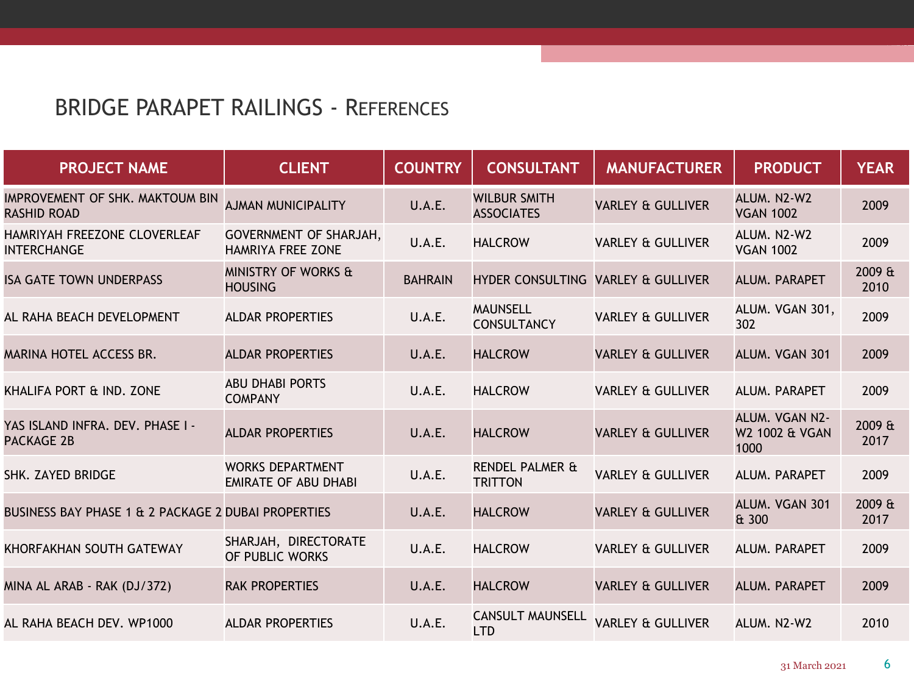# BRIDGE PARAPET RAILINGS - REFERENCES

| PROJECT NAME | CLIENT | COUNTRY | CONSULTANT | MANUFACTURER | PRODUCT | YEAR |
|---|---|---|---|---|---|---|
| IMPROVEMENT OF SHK. MAKTOUM BIN RASHID ROAD | AJMAN MUNICIPALITY | U.A.E. | WILBUR SMITH ASSOCIATES | VARLEY & GULLIVER | ALUM. N2-W2 VGAN 1002 | 2009 |
| HAMRIYAH FREEZONE CLOVERLEAF INTERCHANGE | GOVERNMENT OF SHARJAH, HAMRIYA FREE ZONE | U.A.E. | HALCROW | VARLEY & GULLIVER | ALUM. N2-W2 VGAN 1002 | 2009 |
| ISA GATE TOWN UNDERPASS | MINISTRY OF WORKS & HOUSING | BAHRAIN | HYDER CONSULTING | VARLEY & GULLIVER | ALUM. PARAPET | 2009 & 2010 |
| AL RAHA BEACH DEVELOPMENT | ALDAR PROPERTIES | U.A.E. | MAUNSELL CONSULTANCY | VARLEY & GULLIVER | ALUM. VGAN 301, 302 | 2009 |
| MARINA HOTEL ACCESS BR. | ALDAR PROPERTIES | U.A.E. | HALCROW | VARLEY & GULLIVER | ALUM. VGAN 301 | 2009 |
| KHALIFA PORT & IND. ZONE | ABU DHABI PORTS COMPANY | U.A.E. | HALCROW | VARLEY & GULLIVER | ALUM. PARAPET | 2009 |
| YAS ISLAND INFRA. DEV. PHASE I - PACKAGE 2B | ALDAR PROPERTIES | U.A.E. | HALCROW | VARLEY & GULLIVER | ALUM. VGAN N2-W2 1002 & VGAN 1000 | 2009 & 2017 |
| SHK. ZAYED BRIDGE | WORKS DEPARTMENT EMIRATE OF ABU DHABI | U.A.E. | RENDEL PALMER & TRITTON | VARLEY & GULLIVER | ALUM. PARAPET | 2009 |
| BUSINESS BAY PHASE 1 & 2 PACKAGE 2 | DUBAI PROPERTIES | U.A.E. | HALCROW | VARLEY & GULLIVER | ALUM. VGAN 301 & 300 | 2009 & 2017 |
| KHORFAKHAN SOUTH GATEWAY | SHARJAH, DIRECTORATE OF PUBLIC WORKS | U.A.E. | HALCROW | VARLEY & GULLIVER | ALUM. PARAPET | 2009 |
| MINA AL ARAB - RAK (DJ/372) | RAK PROPERTIES | U.A.E. | HALCROW | VARLEY & GULLIVER | ALUM. PARAPET | 2009 |
| AL RAHA BEACH DEV. WP1000 | ALDAR PROPERTIES | U.A.E. | CANSULT MAUNSELL LTD | VARLEY & GULLIVER | ALUM. N2-W2 | 2010 |

31 March 2021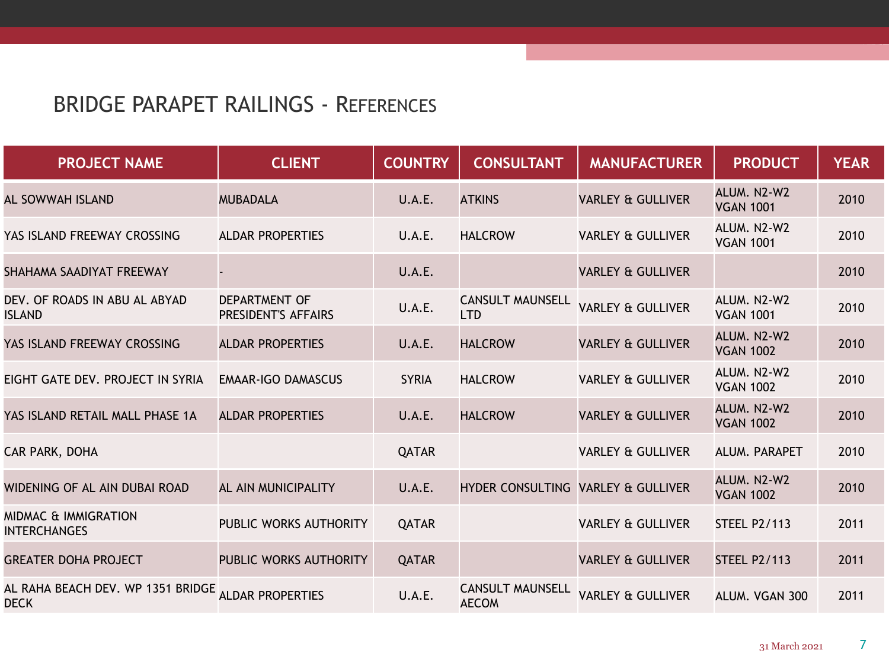# BRIDGE PARAPET RAILINGS - REFERENCES

| PROJECT NAME | CLIENT | COUNTRY | CONSULTANT | MANUFACTURER | PRODUCT | YEAR |
|---|---|---|---|---|---|---|
| AL SOWWAH ISLAND | MUBADALA | U.A.E. | ATKINS | VARLEY & GULLIVER | ALUM. N2-W2 VGAN 1001 | 2010 |
| YAS ISLAND FREEWAY CROSSING | ALDAR PROPERTIES | U.A.E. | HALCROW | VARLEY & GULLIVER | ALUM. N2-W2 VGAN 1001 | 2010 |
| SHAHAMA SAADIYAT FREEWAY | - | U.A.E. | | VARLEY & GULLIVER | | 2010 |
| DEV. OF ROADS IN ABU AL ABYAD ISLAND | DEPARTMENT OF PRESIDENT'S AFFAIRS | U.A.E. | CANSULT MAUNSELL LTD | VARLEY & GULLIVER | ALUM. N2-W2 VGAN 1001 | 2010 |
| YAS ISLAND FREEWAY CROSSING | ALDAR PROPERTIES | U.A.E. | HALCROW | VARLEY & GULLIVER | ALUM. N2-W2 VGAN 1002 | 2010 |
| EIGHT GATE DEV. PROJECT IN SYRIA | EMAAR-IGO DAMASCUS | SYRIA | HALCROW | VARLEY & GULLIVER | ALUM. N2-W2 VGAN 1002 | 2010 |
| YAS ISLAND RETAIL MALL PHASE 1A | ALDAR PROPERTIES | U.A.E. | HALCROW | VARLEY & GULLIVER | ALUM. N2-W2 VGAN 1002 | 2010 |
| CAR PARK, DOHA | | QATAR | | VARLEY & GULLIVER | ALUM. PARAPET | 2010 |
| WIDENING OF AL AIN DUBAI ROAD | AL AIN MUNICIPALITY | U.A.E. | HYDER CONSULTING | VARLEY & GULLIVER | ALUM. N2-W2 VGAN 1002 | 2010 |
| MIDMAC & IMMIGRATION INTERCHANGES | PUBLIC WORKS AUTHORITY | QATAR | | VARLEY & GULLIVER | STEEL P2/113 | 2011 |
| GREATER DOHA PROJECT | PUBLIC WORKS AUTHORITY | QATAR | | VARLEY & GULLIVER | STEEL P2/113 | 2011 |
| AL RAHA BEACH DEV. WP 1351 BRIDGE DECK | ALDAR PROPERTIES | U.A.E. | CANSULT MAUNSELL AECOM | VARLEY & GULLIVER | ALUM. VGAN 300 | 2011 |

31 March 2021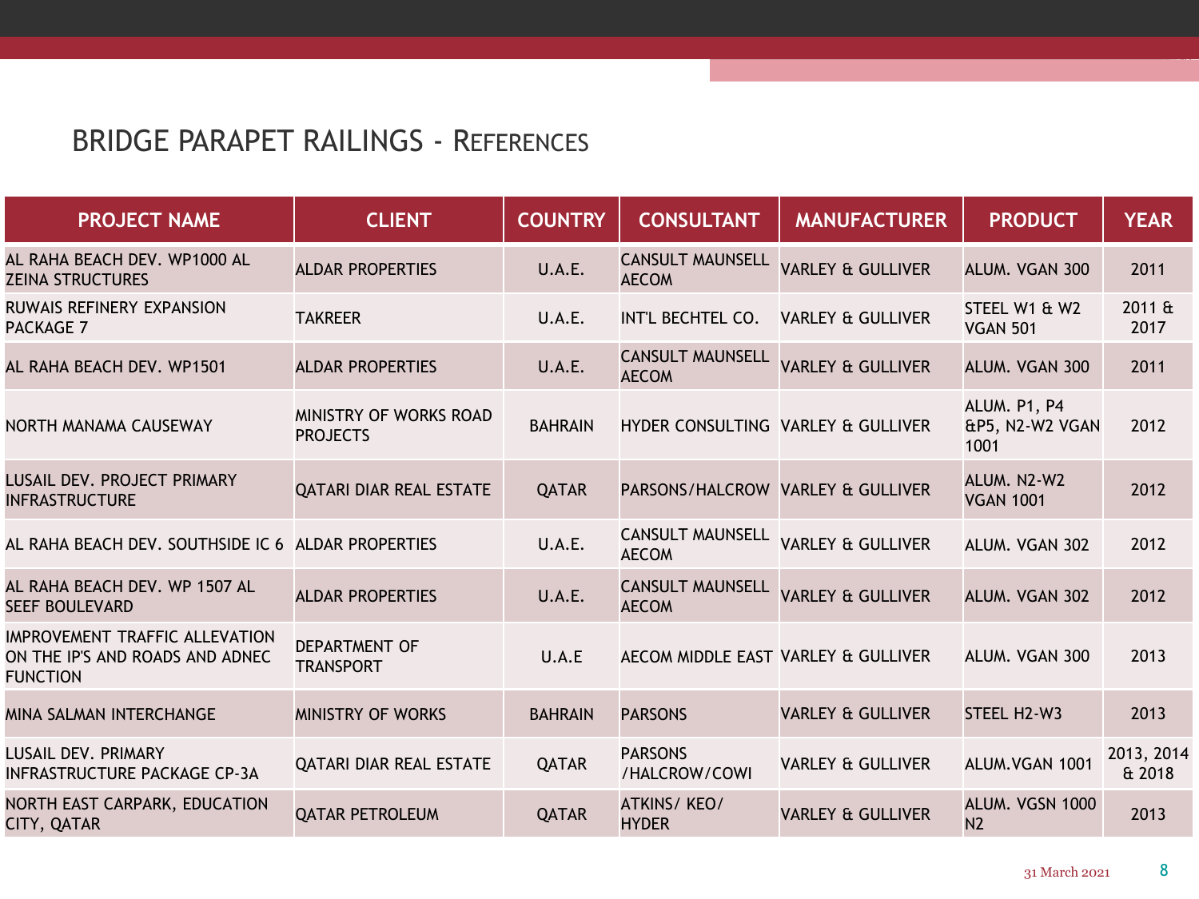## BRIDGE PARAPET RAILINGS - REFERENCES

| PROJECT NAME | CLIENT | COUNTRY | CONSULTANT | MANUFACTURER | PRODUCT | YEAR |
|---|---|---|---|---|---|---|
| AL RAHA BEACH DEV. WP1000 AL ZEINA STRUCTURES | ALDAR PROPERTIES | U.A.E. | CANSULT MAUNSELL AECOM | VARLEY & GULLIVER | ALUM. VGAN 300 | 2011 |
| RUWAIS REFINERY EXPANSION PACKAGE 7 | TAKREER | U.A.E. | INT'L BECHTEL CO. | VARLEY & GULLIVER | STEEL W1 & W2 VGAN 501 | 2011 & 2017 |
| AL RAHA BEACH DEV. WP1501 | ALDAR PROPERTIES | U.A.E. | CANSULT MAUNSELL AECOM | VARLEY & GULLIVER | ALUM. VGAN 300 | 2011 |
| NORTH MANAMA CAUSEWAY | MINISTRY OF WORKS ROAD PROJECTS | BAHRAIN | HYDER CONSULTING | VARLEY & GULLIVER | ALUM. P1, P4 &P5, N2-W2 VGAN 1001 | 2012 |
| LUSAIL DEV. PROJECT PRIMARY INFRASTRUCTURE | QATARI DIAR REAL ESTATE | QATAR | PARSONS/HALCROW | VARLEY & GULLIVER | ALUM. N2-W2 VGAN 1001 | 2012 |
| AL RAHA BEACH DEV. SOUTHSIDE IC 6 | ALDAR PROPERTIES | U.A.E. | CANSULT MAUNSELL AECOM | VARLEY & GULLIVER | ALUM. VGAN 302 | 2012 |
| AL RAHA BEACH DEV. WP 1507 AL SEEF BOULEVARD | ALDAR PROPERTIES | U.A.E. | CANSULT MAUNSELL AECOM | VARLEY & GULLIVER | ALUM. VGAN 302 | 2012 |
| IMPROVEMENT TRAFFIC ALLEVATION ON THE IP'S AND ROADS AND ADNEC FUNCTION | DEPARTMENT OF TRANSPORT | U.A.E | AECOM MIDDLE EAST | VARLEY & GULLIVER | ALUM. VGAN 300 | 2013 |
| MINA SALMAN INTERCHANGE | MINISTRY OF WORKS | BAHRAIN | PARSONS | VARLEY & GULLIVER | STEEL H2-W3 | 2013 |
| LUSAIL DEV. PRIMARY INFRASTRUCTURE PACKAGE CP-3A | QATARI DIAR REAL ESTATE | QATAR | PARSONS /HALCROW/COWI | VARLEY & GULLIVER | ALUM.VGAN 1001 | 2013, 2014 & 2018 |
| NORTH EAST CARPARK, EDUCATION CITY, QATAR | QATAR PETROLEUM | QATAR | ATKINS/ KEO/ HYDER | VARLEY & GULLIVER | ALUM. VGSN 1000 N2 | 2013 |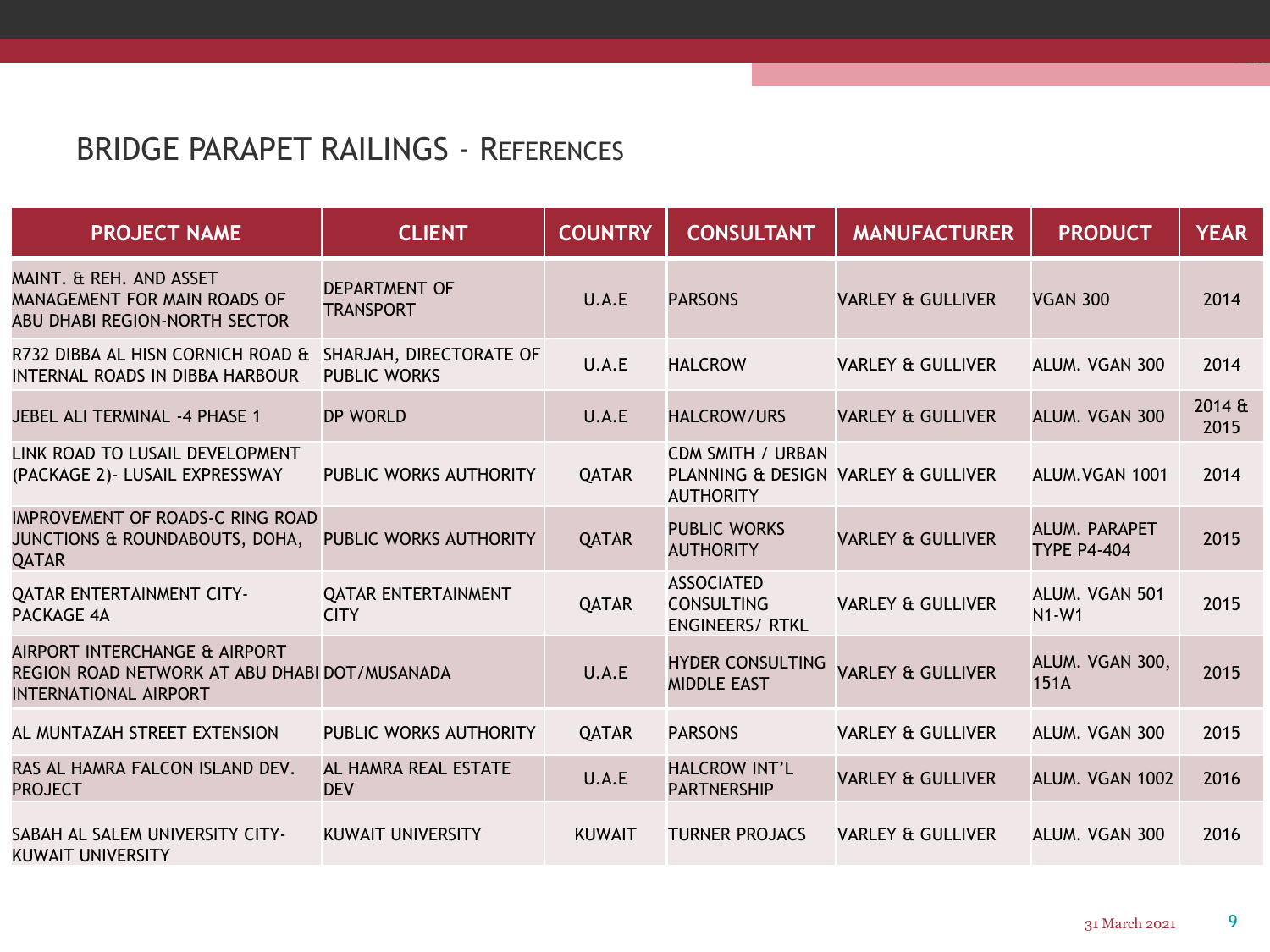# BRIDGE PARAPET RAILINGS - REFERENCES

| PROJECT NAME | CLIENT | COUNTRY | CONSULTANT | MANUFACTURER | PRODUCT | YEAR |
|---|---|---|---|---|---|---|
| MAINT. & REH. AND ASSET MANAGEMENT FOR MAIN ROADS OF ABU DHABI REGION-NORTH SECTOR | DEPARTMENT OF TRANSPORT | U.A.E | PARSONS | VARLEY & GULLIVER | VGAN 300 | 2014 |
| R732 DIBBA AL HISN CORNICH ROAD & INTERNAL ROADS IN DIBBA HARBOUR | SHARJAH, DIRECTORATE OF PUBLIC WORKS | U.A.E | HALCROW | VARLEY & GULLIVER | ALUM. VGAN 300 | 2014 |
| JEBEL ALI TERMINAL -4 PHASE 1 | DP WORLD | U.A.E | HALCROW/URS | VARLEY & GULLIVER | ALUM. VGAN 300 | 2014 & 2015 |
| LINK ROAD TO LUSAIL DEVELOPMENT (PACKAGE 2)- LUSAIL EXPRESSWAY | PUBLIC WORKS AUTHORITY | QATAR | CDM SMITH / URBAN PLANNING & DESIGN AUTHORITY | VARLEY & GULLIVER | ALUM.VGAN 1001 | 2014 |
| IMPROVEMENT OF ROADS-C RING ROAD JUNCTIONS & ROUNDABOUTS, DOHA, QATAR | PUBLIC WORKS AUTHORITY | QATAR | PUBLIC WORKS AUTHORITY | VARLEY & GULLIVER | ALUM. PARAPET TYPE P4-404 | 2015 |
| QATAR ENTERTAINMENT CITY-PACKAGE 4A | QATAR ENTERTAINMENT CITY | QATAR | ASSOCIATED CONSULTING ENGINEERS/ RTKL | VARLEY & GULLIVER | ALUM. VGAN 501 N1-W1 | 2015 |
| AIRPORT INTERCHANGE & AIRPORT REGION ROAD NETWORK AT ABU DHABI INTERNATIONAL AIRPORT | DOT/MUSANADA | U.A.E | HYDER CONSULTING MIDDLE EAST | VARLEY & GULLIVER | ALUM. VGAN 300, 151A | 2015 |
| AL MUNTAZAH STREET EXTENSION | PUBLIC WORKS AUTHORITY | QATAR | PARSONS | VARLEY & GULLIVER | ALUM. VGAN 300 | 2015 |
| RAS AL HAMRA FALCON ISLAND DEV. PROJECT | AL HAMRA REAL ESTATE DEV | U.A.E | HALCROW INT'L PARTNERSHIP | VARLEY & GULLIVER | ALUM. VGAN 1002 | 2016 |
| SABAH AL SALEM UNIVERSITY CITY-KUWAIT UNIVERSITY | KUWAIT UNIVERSITY | KUWAIT | TURNER PROJACS | VARLEY & GULLIVER | ALUM. VGAN 300 | 2016 |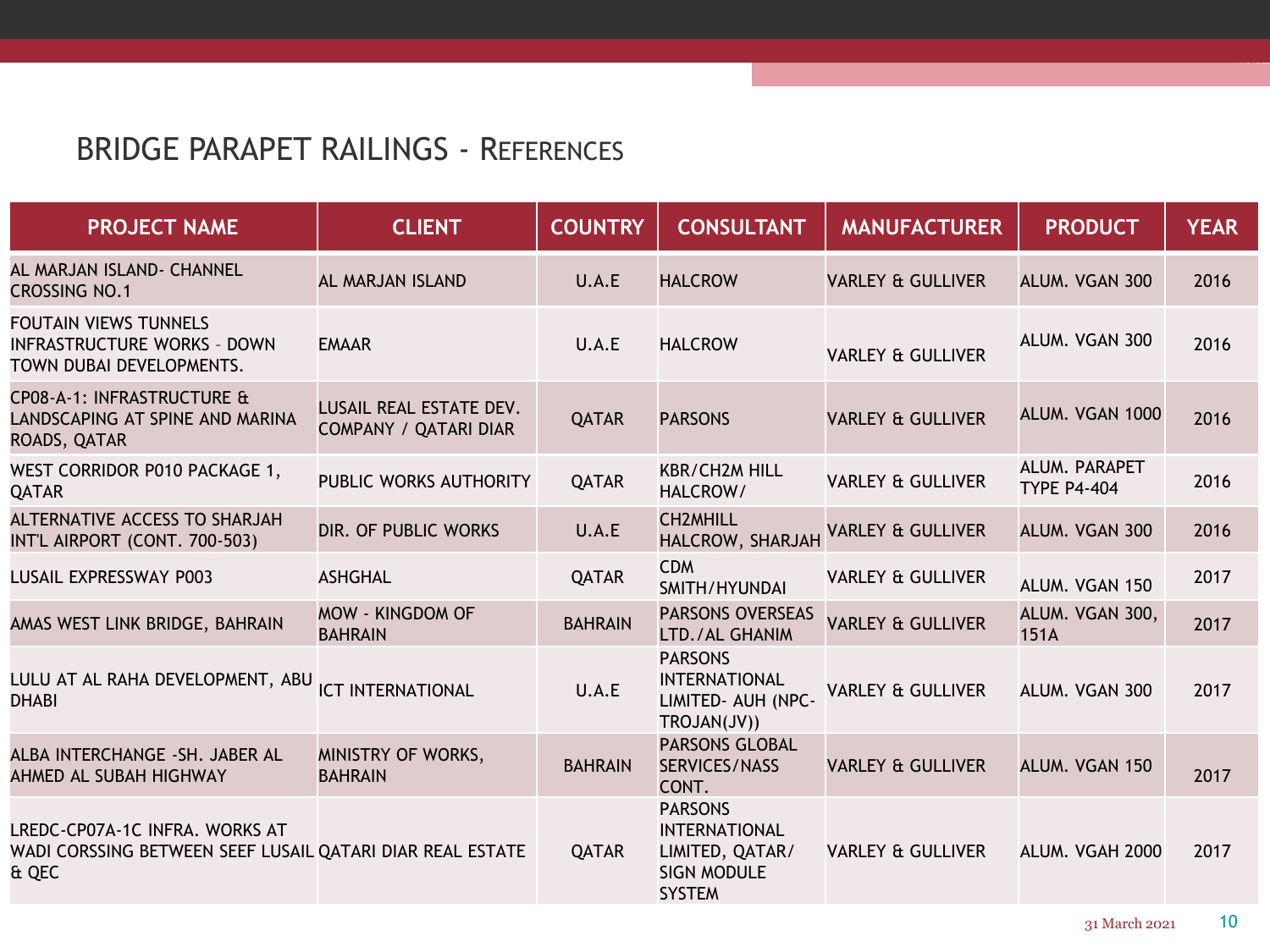## BRIDGE PARAPET RAILINGS - REFERENCES

| PROJECT NAME | CLIENT | COUNTRY | CONSULTANT | MANUFACTURER | PRODUCT | YEAR |
|---|---|---|---|---|---|---|
| AL MARJAN ISLAND- CHANNEL CROSSING NO.1 | AL MARJAN ISLAND | U.A.E | HALCROW | VARLEY & GULLIVER | ALUM. VGAN 300 | 2016 |
| FOUTAIN VIEWS TUNNELS INFRASTRUCTURE WORKS – DOWN TOWN DUBAI DEVELOPMENTS. | EMAAR | U.A.E | HALCROW | VARLEY & GULLIVER | ALUM. VGAN 300 | 2016 |
| CP08-A-1: INFRASTRUCTURE & LANDSCAPING AT SPINE AND MARINA ROADS, QATAR | LUSAIL REAL ESTATE DEV. COMPANY / QATARI DIAR | QATAR | PARSONS | VARLEY & GULLIVER | ALUM. VGAN 1000 | 2016 |
| WEST CORRIDOR P010 PACKAGE 1, QATAR | PUBLIC WORKS AUTHORITY | QATAR | KBR/CH2M HILL HALCROW/ | VARLEY & GULLIVER | ALUM. PARAPET TYPE P4-404 | 2016 |
| ALTERNATIVE ACCESS TO SHARJAH INT'L AIRPORT (CONT. 700-503) | DIR. OF PUBLIC WORKS | U.A.E | CH2MHILL HALCROW, SHARJAH | VARLEY & GULLIVER | ALUM. VGAN 300 | 2016 |
| LUSAIL EXPRESSWAY P003 | ASHGHAL | QATAR | CDM SMITH/HYUNDAI | VARLEY & GULLIVER | ALUM. VGAN 150 | 2017 |
| AMAS WEST LINK BRIDGE, BAHRAIN | MOW - KINGDOM OF BAHRAIN | BAHRAIN | PARSONS OVERSEAS LTD./AL GHANIM | VARLEY & GULLIVER | ALUM. VGAN 300, 151A | 2017 |
| LULU AT AL RAHA DEVELOPMENT, ABU DHABI | ICT INTERNATIONAL | U.A.E | PARSONS INTERNATIONAL LIMITED- AUH (NPC-TROJAN(JV)) | VARLEY & GULLIVER | ALUM. VGAN 300 | 2017 |
| ALBA INTERCHANGE -SH. JABER AL AHMED AL SUBAH HIGHWAY | MINISTRY OF WORKS, BAHRAIN | BAHRAIN | PARSONS GLOBAL SERVICES/NASS CONT. | VARLEY & GULLIVER | ALUM. VGAN 150 | 2017 |
| LREDC-CP07A-1C INFRA. WORKS AT WADI CORSSING BETWEEN SEEF LUSAIL & QEC | QATARI DIAR REAL ESTATE | QATAR | PARSONS INTERNATIONAL LIMITED, QATAR/ SIGN MODULE SYSTEM | VARLEY & GULLIVER | ALUM. VGAH 2000 | 2017 |

31 March 2021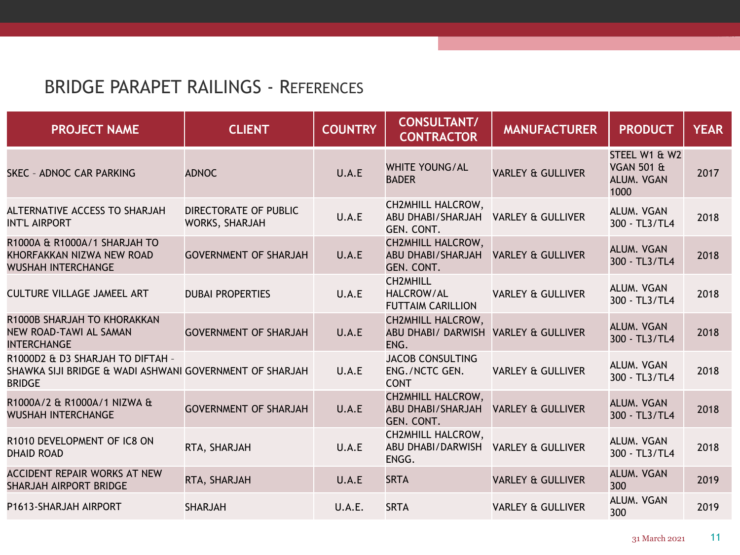## BRIDGE PARAPET RAILINGS - REFERENCES

| PROJECT NAME | CLIENT | COUNTRY | CONSULTANT/ CONTRACTOR | MANUFACTURER | PRODUCT | YEAR |
|---|---|---|---|---|---|---|
| SKEC – ADNOC CAR PARKING | ADNOC | U.A.E | WHITE YOUNG/AL BADER | VARLEY & GULLIVER | STEEL W1 & W2 VGAN 501 & ALUM. VGAN 1000 | 2017 |
| ALTERNATIVE ACCESS TO SHARJAH INT'L AIRPORT | DIRECTORATE OF PUBLIC WORKS, SHARJAH | U.A.E | CH2MHILL HALCROW, ABU DHABI/SHARJAH GEN. CONT. | VARLEY & GULLIVER | ALUM. VGAN 300 - TL3/TL4 | 2018 |
| R1000A & R1000A/1 SHARJAH TO KHORFAKKAN NIZWA NEW ROAD WUSHAH INTERCHANGE | GOVERNMENT OF SHARJAH | U.A.E | CH2MHILL HALCROW, ABU DHABI/SHARJAH GEN. CONT. | VARLEY & GULLIVER | ALUM. VGAN 300 - TL3/TL4 | 2018 |
| CULTURE VILLAGE JAMEEL ART | DUBAI PROPERTIES | U.A.E | CH2MHILL HALCROW/AL FUTTAIM CARILLION | VARLEY & GULLIVER | ALUM. VGAN 300 - TL3/TL4 | 2018 |
| R1000B SHARJAH TO KHORAKKAN NEW ROAD-TAWI AL SAMAN INTERCHANGE | GOVERNMENT OF SHARJAH | U.A.E | CH2MHILL HALCROW, ABU DHABI/ DARWISH ENG. | VARLEY & GULLIVER | ALUM. VGAN 300 - TL3/TL4 | 2018 |
| R1000D2 & D3 SHARJAH TO DIFTAH – SHAWKA SIJI BRIDGE & WADI ASHWANI BRIDGE | GOVERNMENT OF SHARJAH | U.A.E | JACOB CONSULTING ENG./NCTC GEN. CONT | VARLEY & GULLIVER | ALUM. VGAN 300 - TL3/TL4 | 2018 |
| R1000A/2 & R1000A/1 NIZWA & WUSHAH INTERCHANGE | GOVERNMENT OF SHARJAH | U.A.E | CH2MHILL HALCROW, ABU DHABI/SHARJAH GEN. CONT. | VARLEY & GULLIVER | ALUM. VGAN 300 - TL3/TL4 | 2018 |
| R1010 DEVELOPMENT OF IC8 ON DHAID ROAD | RTA, SHARJAH | U.A.E | CH2MHILL HALCROW, ABU DHABI/DARWISH ENGG. | VARLEY & GULLIVER | ALUM. VGAN 300 - TL3/TL4 | 2018 |
| ACCIDENT REPAIR WORKS AT NEW SHARJAH AIRPORT BRIDGE | RTA, SHARJAH | U.A.E | SRTA | VARLEY & GULLIVER | ALUM. VGAN 300 | 2019 |
| P1613-SHARJAH AIRPORT | SHARJAH | U.A.E. | SRTA | VARLEY & GULLIVER | ALUM. VGAN 300 | 2019 |

31 March 2021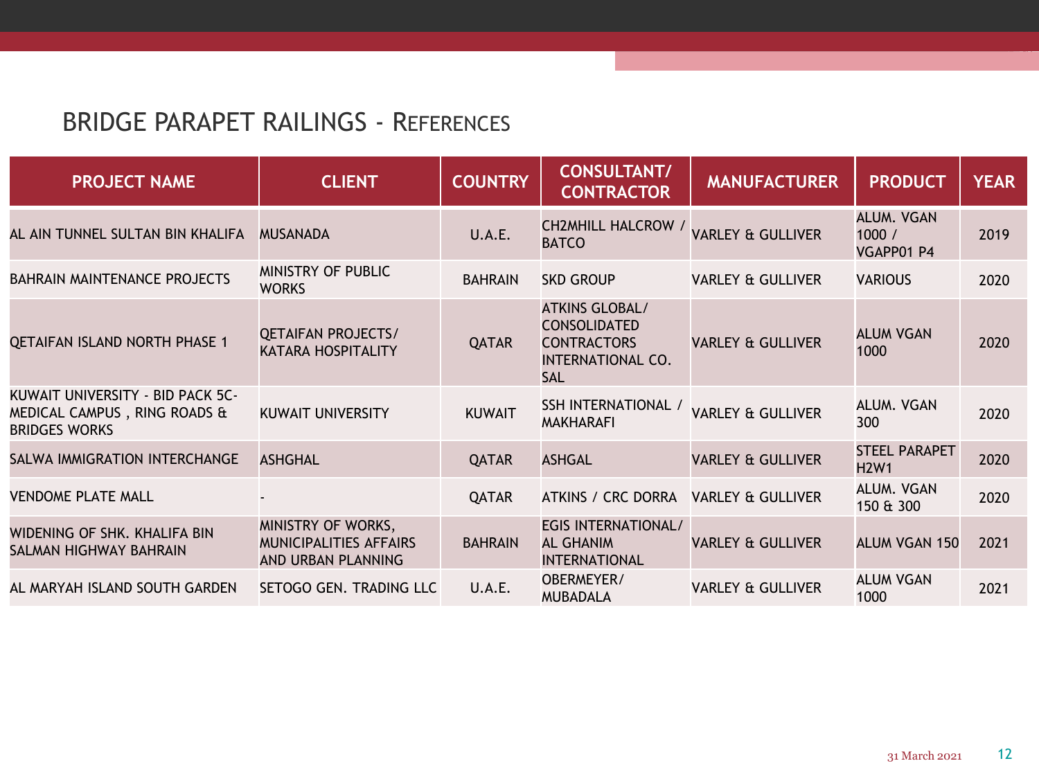## BRIDGE PARAPET RAILINGS - REFERENCES

| PROJECT NAME | CLIENT | COUNTRY | CONSULTANT/ CONTRACTOR | MANUFACTURER | PRODUCT | YEAR |
|---|---|---|---|---|---|---|
| AL AIN TUNNEL SULTAN BIN KHALIFA | MUSANADA | U.A.E. | CH2MHILL HALCROW / BATCO | VARLEY & GULLIVER | ALUM. VGAN 1000 / VGAPP01 P4 | 2019 |
| BAHRAIN MAINTENANCE PROJECTS | MINISTRY OF PUBLIC WORKS | BAHRAIN | SKD GROUP | VARLEY & GULLIVER | VARIOUS | 2020 |
| QETAIFAN ISLAND NORTH PHASE 1 | QETAIFAN PROJECTS/ KATARA HOSPITALITY | QATAR | ATKINS GLOBAL/ CONSOLIDATED CONTRACTORS INTERNATIONAL CO. SAL | VARLEY & GULLIVER | ALUM VGAN 1000 | 2020 |
| KUWAIT UNIVERSITY - BID PACK 5C-MEDICAL CAMPUS , RING ROADS & BRIDGES WORKS | KUWAIT UNIVERSITY | KUWAIT | SSH INTERNATIONAL / MAKHARAFI | VARLEY & GULLIVER | ALUM. VGAN 300 | 2020 |
| SALWA IMMIGRATION INTERCHANGE | ASHGHAL | QATAR | ASHGAL | VARLEY & GULLIVER | STEEL PARAPET H2W1 | 2020 |
| VENDOME PLATE MALL | - | QATAR | ATKINS / CRC DORRA | VARLEY & GULLIVER | ALUM. VGAN 150 & 300 | 2020 |
| WIDENING OF SHK. KHALIFA BIN SALMAN HIGHWAY BAHRAIN | MINISTRY OF WORKS, MUNICIPALITIES AFFAIRS AND URBAN PLANNING | BAHRAIN | EGIS INTERNATIONAL/ AL GHANIM INTERNATIONAL | VARLEY & GULLIVER | ALUM VGAN 150 | 2021 |
| AL MARYAH ISLAND SOUTH GARDEN | SETOGO GEN. TRADING LLC | U.A.E. | OBERMEYER/ MUBADALA | VARLEY & GULLIVER | ALUM VGAN 1000 | 2021 |

31 March 2021